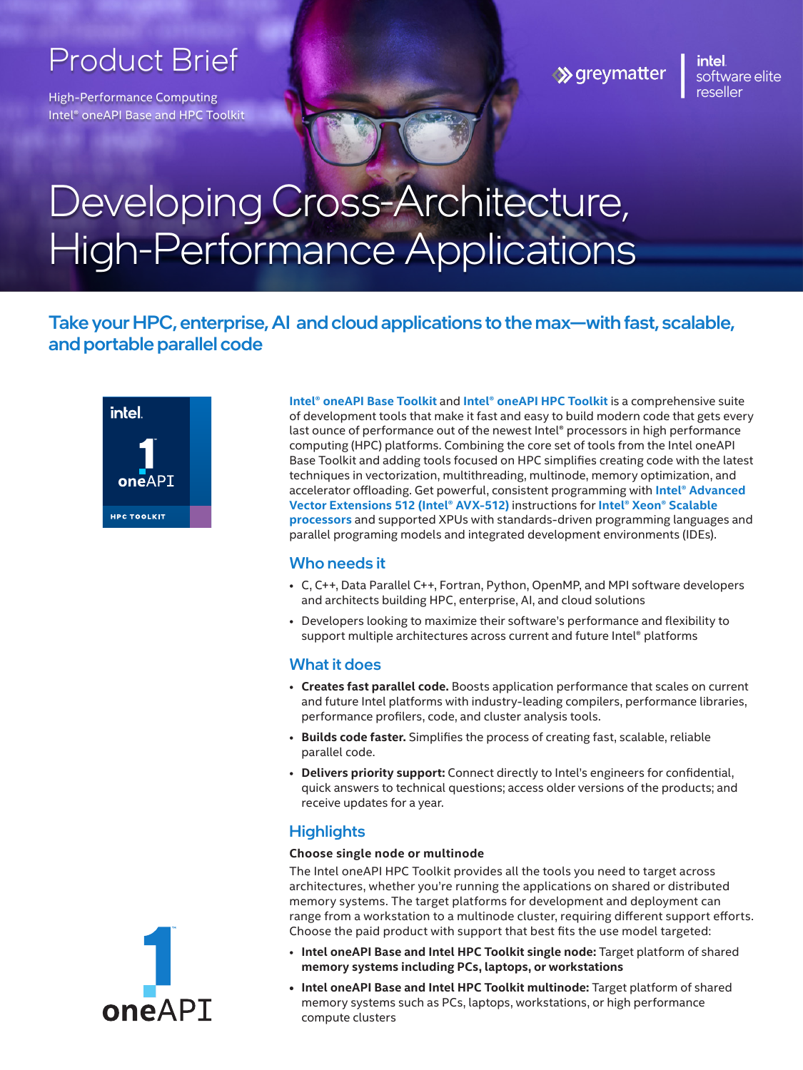Product Brief

High-Performance Computing
Intel® oneAPI Base and HPC Toolkit

greymatter | intel. software elite reseller

# Developing Cross-Architecture, High-Performance Applications

## Take your HPC, enterprise, AI and cloud applications to the max—with fast, scalable, and portable parallel code

**Intel® oneAPI Base Toolkit** and **Intel® oneAPI HPC Toolkit** is a comprehensive suite of development tools that make it fast and easy to build modern code that gets every last ounce of performance out of the newest Intel® processors in high performance computing (HPC) platforms. Combining the core set of tools from the Intel oneAPI Base Toolkit and adding tools focused on HPC simplifies creating code with the latest techniques in vectorization, multithreading, multinode, memory optimization, and accelerator offloading. Get powerful, consistent programming with **Intel® Advanced Vector Extensions 512 (Intel® AVX-512)** instructions for **Intel® Xeon® Scalable processors** and supported XPUs with standards-driven programming languages and parallel programing models and integrated development environments (IDEs).

### Who needs it

- C, C++, Data Parallel C++, Fortran, Python, OpenMP, and MPI software developers and architects building HPC, enterprise, AI, and cloud solutions
- Developers looking to maximize their software's performance and flexibility to support multiple architectures across current and future Intel® platforms

### What it does

- **Creates fast parallel code.** Boosts application performance that scales on current and future Intel platforms with industry-leading compilers, performance libraries, performance profilers, code, and cluster analysis tools.
- **Builds code faster.** Simplifies the process of creating fast, scalable, reliable parallel code.
- **Delivers priority support:** Connect directly to Intel's engineers for confidential, quick answers to technical questions; access older versions of the products; and receive updates for a year.

### Highlights

**Choose single node or multinode**

The Intel oneAPI HPC Toolkit provides all the tools you need to target across architectures, whether you're running the applications on shared or distributed memory systems. The target platforms for development and deployment can range from a workstation to a multinode cluster, requiring different support efforts. Choose the paid product with support that best fits the use model targeted:

- **Intel oneAPI Base and Intel HPC Toolkit single node:** Target platform of shared **memory systems including PCs, laptops, or workstations**
- **Intel oneAPI Base and Intel HPC Toolkit multinode:** Target platform of shared memory systems such as PCs, laptops, workstations, or high performance compute clusters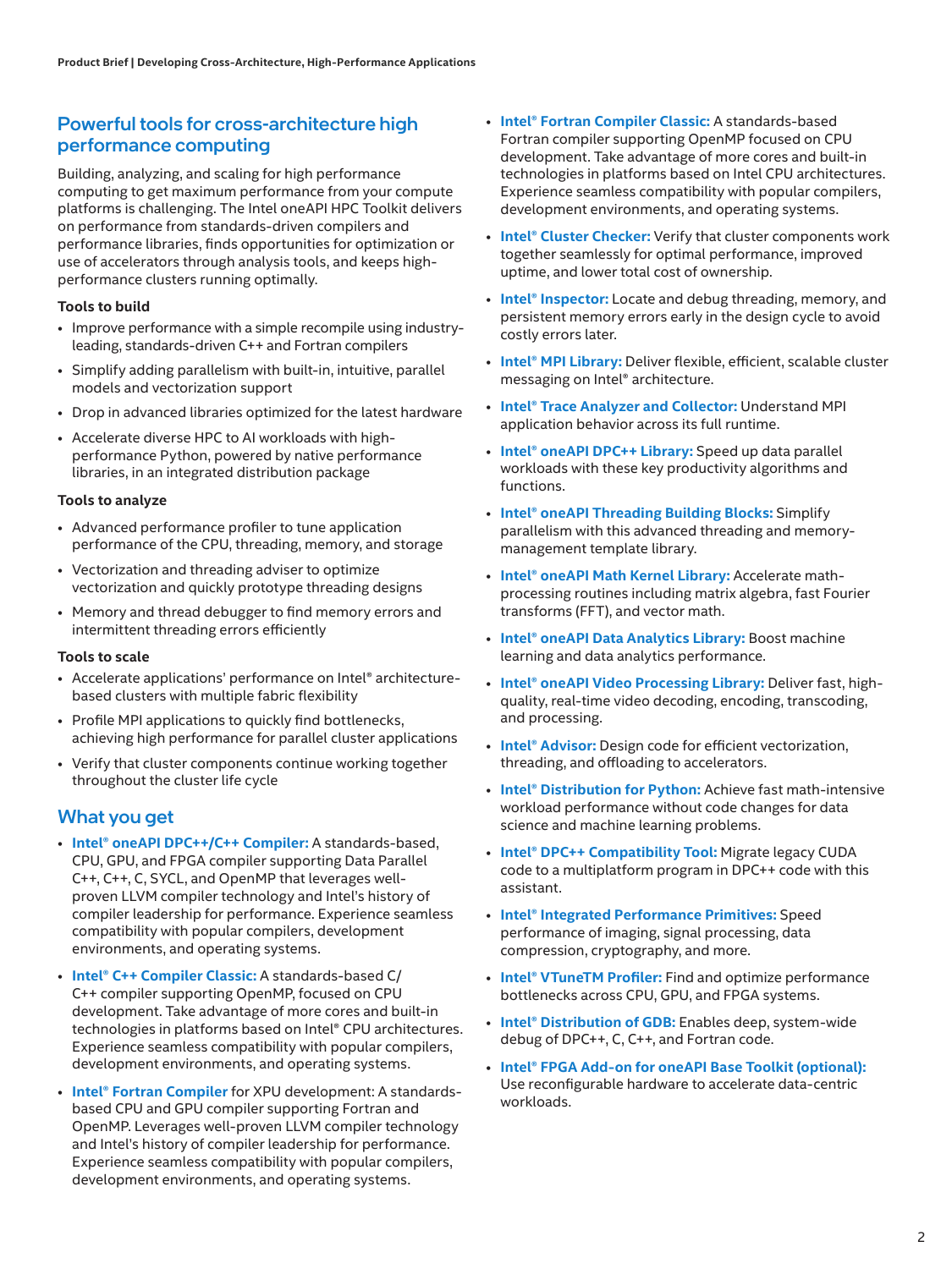## Powerful tools for cross-architecture high performance computing

Building, analyzing, and scaling for high performance computing to get maximum performance from your compute platforms is challenging. The Intel oneAPI HPC Toolkit delivers on performance from standards-driven compilers and performance libraries, finds opportunities for optimization or use of accelerators through analysis tools, and keeps high-performance clusters running optimally.

**Tools to build**

- Improve performance with a simple recompile using industry-leading, standards-driven C++ and Fortran compilers
- Simplify adding parallelism with built-in, intuitive, parallel models and vectorization support
- Drop in advanced libraries optimized for the latest hardware
- Accelerate diverse HPC to AI workloads with high-performance Python, powered by native performance libraries, in an integrated distribution package

**Tools to analyze**

- Advanced performance profiler to tune application performance of the CPU, threading, memory, and storage
- Vectorization and threading adviser to optimize vectorization and quickly prototype threading designs
- Memory and thread debugger to find memory errors and intermittent threading errors efficiently

**Tools to scale**

- Accelerate applications' performance on Intel® architecture-based clusters with multiple fabric flexibility
- Profile MPI applications to quickly find bottlenecks, achieving high performance for parallel cluster applications
- Verify that cluster components continue working together throughout the cluster life cycle

## What you get

- **Intel® oneAPI DPC++/C++ Compiler:** A standards-based, CPU, GPU, and FPGA compiler supporting Data Parallel C++, C++, C, SYCL, and OpenMP that leverages well-proven LLVM compiler technology and Intel's history of compiler leadership for performance. Experience seamless compatibility with popular compilers, development environments, and operating systems.
- **Intel® C++ Compiler Classic:** A standards-based C/C++ compiler supporting OpenMP, focused on CPU development. Take advantage of more cores and built-in technologies in platforms based on Intel® CPU architectures. Experience seamless compatibility with popular compilers, development environments, and operating systems.
- **Intel® Fortran Compiler** for XPU development: A standards-based CPU and GPU compiler supporting Fortran and OpenMP. Leverages well-proven LLVM compiler technology and Intel's history of compiler leadership for performance. Experience seamless compatibility with popular compilers, development environments, and operating systems.
- **Intel® Fortran Compiler Classic:** A standards-based Fortran compiler supporting OpenMP focused on CPU development. Take advantage of more cores and built-in technologies in platforms based on Intel CPU architectures. Experience seamless compatibility with popular compilers, development environments, and operating systems.
- **Intel® Cluster Checker:** Verify that cluster components work together seamlessly for optimal performance, improved uptime, and lower total cost of ownership.
- **Intel® Inspector:** Locate and debug threading, memory, and persistent memory errors early in the design cycle to avoid costly errors later.
- **Intel® MPI Library:** Deliver flexible, efficient, scalable cluster messaging on Intel® architecture.
- **Intel® Trace Analyzer and Collector:** Understand MPI application behavior across its full runtime.
- **Intel® oneAPI DPC++ Library:** Speed up data parallel workloads with these key productivity algorithms and functions.
- **Intel® oneAPI Threading Building Blocks:** Simplify parallelism with this advanced threading and memory-management template library.
- **Intel® oneAPI Math Kernel Library:** Accelerate math-processing routines including matrix algebra, fast Fourier transforms (FFT), and vector math.
- **Intel® oneAPI Data Analytics Library:** Boost machine learning and data analytics performance.
- **Intel® oneAPI Video Processing Library:** Deliver fast, high-quality, real-time video decoding, encoding, transcoding, and processing.
- **Intel® Advisor:** Design code for efficient vectorization, threading, and offloading to accelerators.
- **Intel® Distribution for Python:** Achieve fast math-intensive workload performance without code changes for data science and machine learning problems.
- **Intel® DPC++ Compatibility Tool:** Migrate legacy CUDA code to a multiplatform program in DPC++ code with this assistant.
- **Intel® Integrated Performance Primitives:** Speed performance of imaging, signal processing, data compression, cryptography, and more.
- **Intel® VTuneTM Profiler:** Find and optimize performance bottlenecks across CPU, GPU, and FPGA systems.
- **Intel® Distribution of GDB:** Enables deep, system-wide debug of DPC++, C, C++, and Fortran code.
- **Intel® FPGA Add-on for oneAPI Base Toolkit (optional):** Use reconfigurable hardware to accelerate data-centric workloads.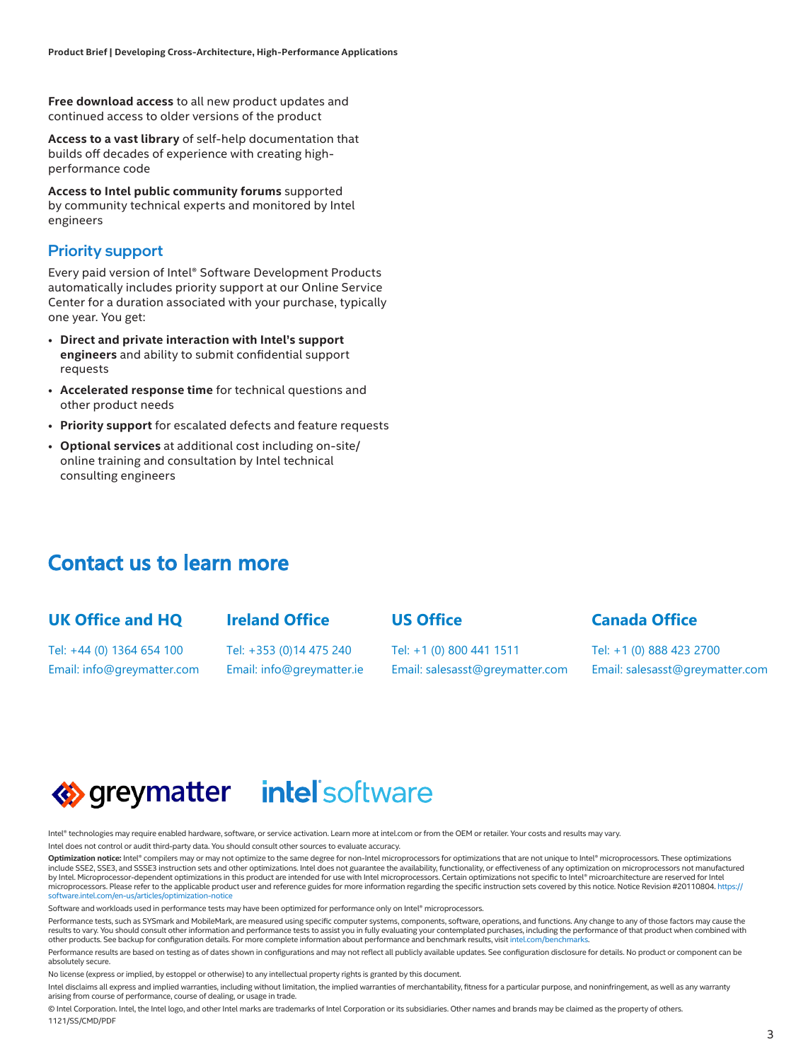**Free download access** to all new product updates and continued access to older versions of the product

**Access to a vast library** of self-help documentation that builds off decades of experience with creating high-performance code

**Access to Intel public community forums** supported by community technical experts and monitored by Intel engineers

## Priority support

Every paid version of Intel® Software Development Products automatically includes priority support at our Online Service Center for a duration associated with your purchase, typically one year. You get:

- **Direct and private interaction with Intel's support engineers** and ability to submit confidential support requests
- **Accelerated response time** for technical questions and other product needs
- **Priority support** for escalated defects and feature requests
- **Optional services** at additional cost including on-site/online training and consultation by Intel technical consulting engineers

# Contact us to learn more

### UK Office and HQ

Tel: +44 (0) 1364 654 100

Email: info@greymatter.com

### Ireland Office

Tel: +353 (0)14 475 240

Email: info@greymatter.ie

### US Office

Tel: +1 (0) 800 441 1511

Email: salesasst@greymatter.com

### Canada Office

Tel: +1 (0) 888 423 2700

Email: salesasst@greymatter.com

greymatter intel software

Intel® technologies may require enabled hardware, software, or service activation. Learn more at intel.com or from the OEM or retailer. Your costs and results may vary.

Intel does not control or audit third-party data. You should consult other sources to evaluate accuracy.

**Optimization notice:** Intel® compilers may or may not optimize to the same degree for non-Intel microprocessors for optimizations that are not unique to Intel® microprocessors. These optimizations include SSE2, SSE3, and SSSE3 instruction sets and other optimizations. Intel does not guarantee the availability, functionality, or effectiveness of any optimization on microprocessors not manufactured by Intel. Microprocessor-dependent optimizations in this product are intended for use with Intel microprocessors. Certain optimizations not specific to Intel® microarchitecture are reserved for Intel microprocessors. Please refer to the applicable product user and reference guides for more information regarding the specific instruction sets covered by this notice. Notice Revision #20110804. https://software.intel.com/en-us/articles/optimization-notice

Software and workloads used in performance tests may have been optimized for performance only on Intel® microprocessors.

Performance tests, such as SYSmark and MobileMark, are measured using specific computer systems, components, software, operations, and functions. Any change to any of those factors may cause the results to vary. You should consult other information and performance tests to assist you in fully evaluating your contemplated purchases, including the performance of that product when combined with other products. See backup for configuration details. For more complete information about performance and benchmark results, visit intel.com/benchmarks.

Performance results are based on testing as of dates shown in configurations and may not reflect all publicly available updates. See configuration disclosure for details. No product or component can be absolutely secure.

No license (express or implied, by estoppel or otherwise) to any intellectual property rights is granted by this document.

Intel disclaims all express and implied warranties, including without limitation, the implied warranties of merchantability, fitness for a particular purpose, and noninfringement, as well as any warranty arising from course of performance, course of dealing, or usage in trade.

© Intel Corporation. Intel, the Intel logo, and other Intel marks are trademarks of Intel Corporation or its subsidiaries. Other names and brands may be claimed as the property of others.
1121/SS/CMD/PDF